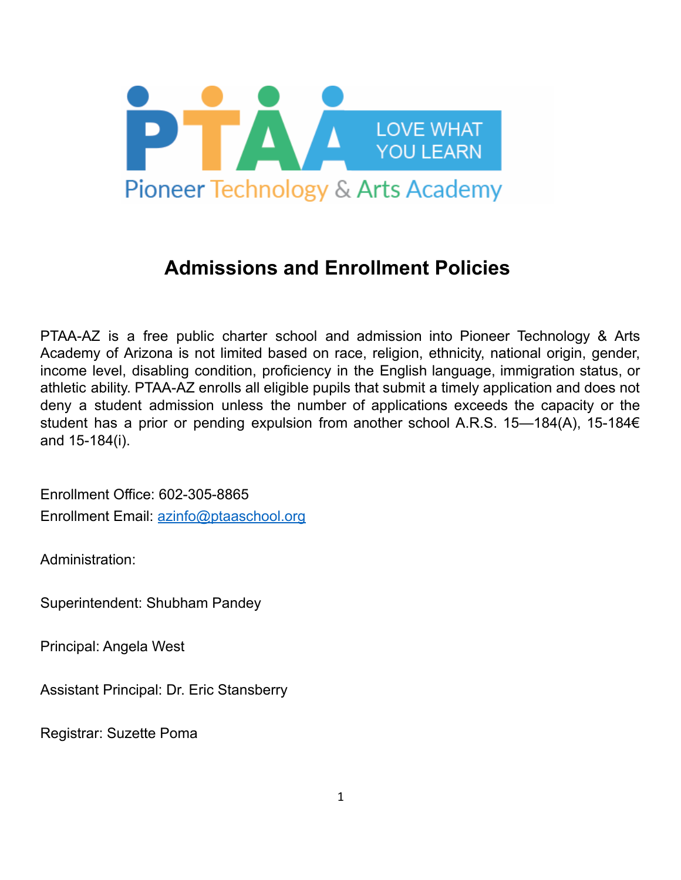# Admissions and Enrollment Policies

PTAA-AZ is a free public charter school and admission into Pioneer Technology & Arts Academy of Arizona is not limited based on race, religion, ethnicity, national origin, gender, income level, disabling condition, proficiency in the English language, immigration status, or athletic ability. PTAA-AZ enrolls all eligible pupils that submit a timely application and does not deny a student admission unless the number of applications exceeds the capacity or the student has a prior or pending expulsion from another school A.R.S. 15—184(A), 15-184€ and 15-184(i).

Enrollment Office: 602-305-8865

Enrollment Email: azinfo@ptaaschool.org

Administration:

Superintendent: Shubham Pandey

Principal: Angela West

Assistant Principal: Dr. Eric Stansberry

Registrar: Suzette Poma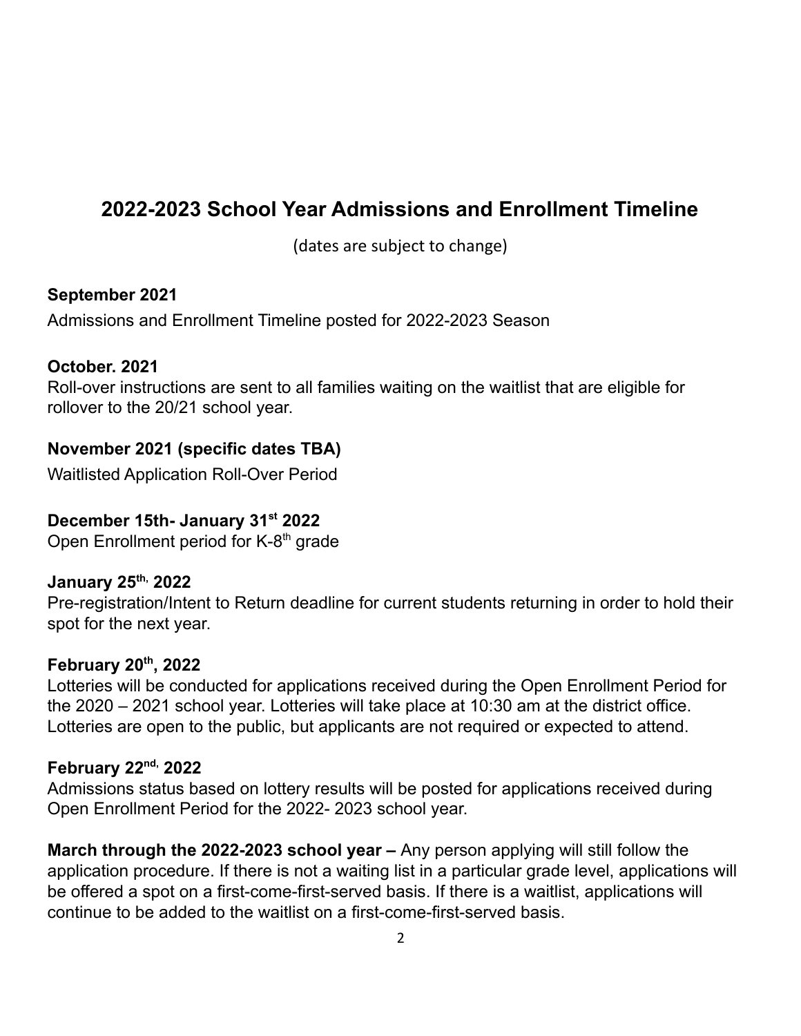# 2022-2023 School Year Admissions and Enrollment Timeline

(dates are subject to change)

**September 2021**

Admissions and Enrollment Timeline posted for 2022-2023 Season

**October. 2021**

Roll-over instructions are sent to all families waiting on the waitlist that are eligible for rollover to the 20/21 school year.

**November 2021 (specific dates TBA)**

Waitlisted Application Roll-Over Period

**December 15th- January 31st 2022**

Open Enrollment period for K-8th grade

**January 25th, 2022**

Pre-registration/Intent to Return deadline for current students returning in order to hold their spot for the next year.

**February 20th, 2022**

Lotteries will be conducted for applications received during the Open Enrollment Period for the 2020 – 2021 school year. Lotteries will take place at 10:30 am at the district office. Lotteries are open to the public, but applicants are not required or expected to attend.

**February 22nd, 2022**

Admissions status based on lottery results will be posted for applications received during Open Enrollment Period for the 2022- 2023 school year.

**March through the 2022-2023 school year –** Any person applying will still follow the application procedure. If there is not a waiting list in a particular grade level, applications will be offered a spot on a first-come-first-served basis. If there is a waitlist, applications will continue to be added to the waitlist on a first-come-first-served basis.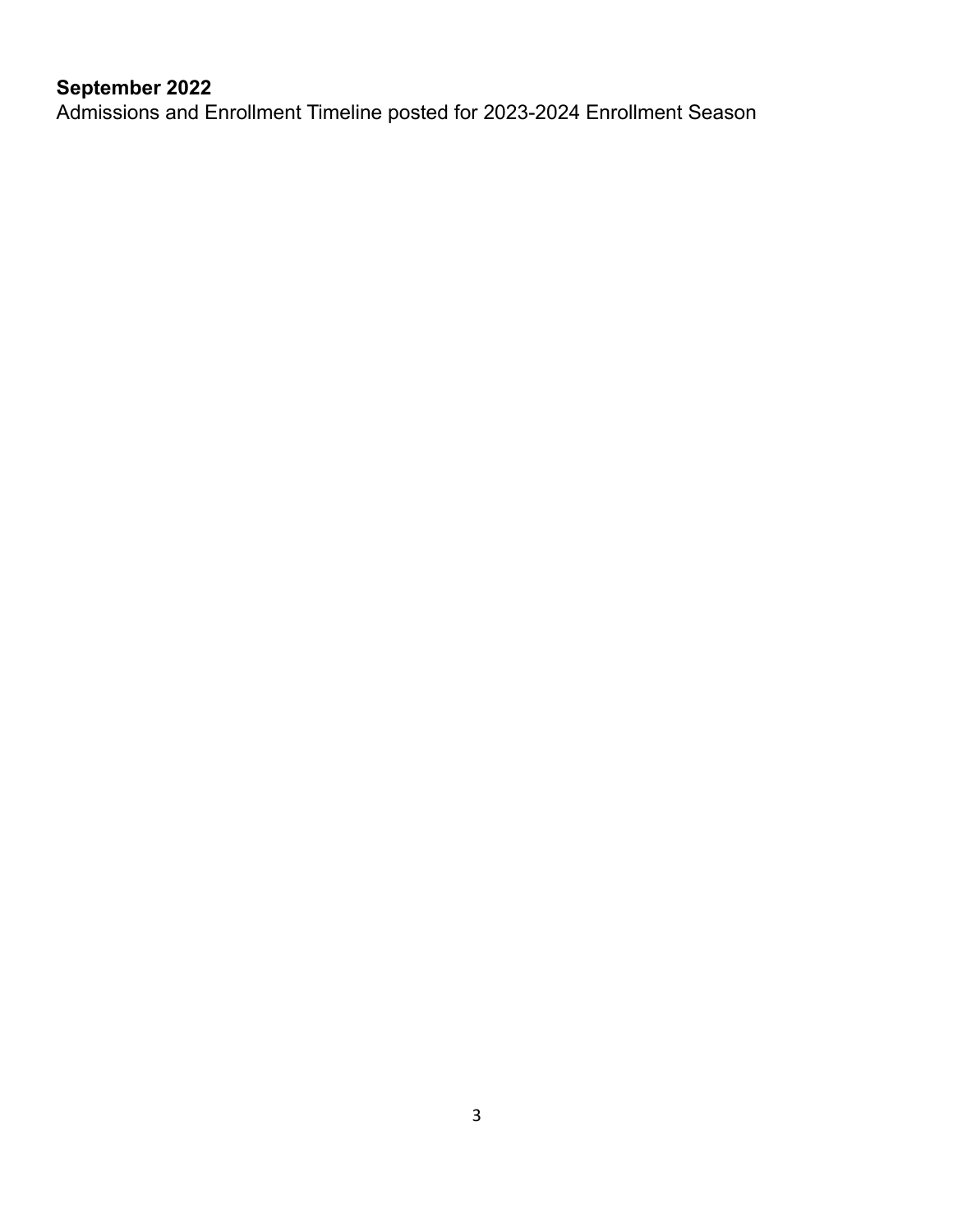**September 2022**
Admissions and Enrollment Timeline posted for 2023-2024 Enrollment Season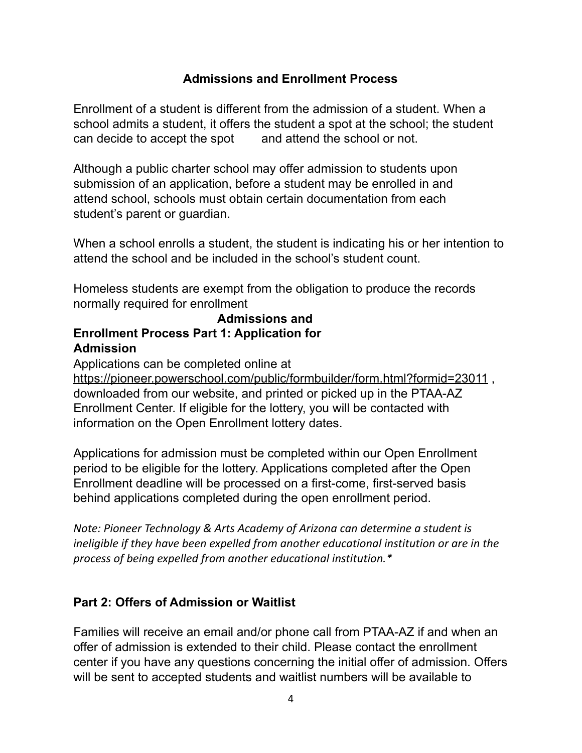## Admissions and Enrollment Process

Enrollment of a student is different from the admission of a student. When a school admits a student, it offers the student a spot at the school; the student can decide to accept the spot and attend the school or not.

Although a public charter school may offer admission to students upon submission of an application, before a student may be enrolled in and attend school, schools must obtain certain documentation from each student's parent or guardian.

When a school enrolls a student, the student is indicating his or her intention to attend the school and be included in the school's student count.

Homeless students are exempt from the obligation to produce the records normally required for enrollment

### Admissions and Enrollment Process Part 1: Application for Admission

Applications can be completed online at https://pioneer.powerschool.com/public/formbuilder/form.html?formid=23011 , downloaded from our website, and printed or picked up in the PTAA-AZ Enrollment Center. If eligible for the lottery, you will be contacted with information on the Open Enrollment lottery dates.

Applications for admission must be completed within our Open Enrollment period to be eligible for the lottery. Applications completed after the Open Enrollment deadline will be processed on a first-come, first-served basis behind applications completed during the open enrollment period.

*Note: Pioneer Technology & Arts Academy of Arizona can determine a student is ineligible if they have been expelled from another educational institution or are in the process of being expelled from another educational institution.**

### Part 2: Offers of Admission or Waitlist

Families will receive an email and/or phone call from PTAA-AZ if and when an offer of admission is extended to their child. Please contact the enrollment center if you have any questions concerning the initial offer of admission. Offers will be sent to accepted students and waitlist numbers will be available to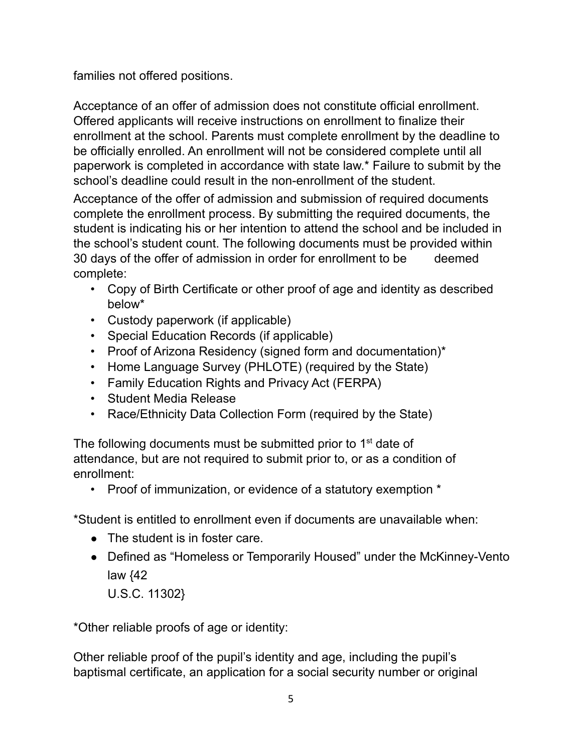families not offered positions.

Acceptance of an offer of admission does not constitute official enrollment. Offered applicants will receive instructions on enrollment to finalize their enrollment at the school. Parents must complete enrollment by the deadline to be officially enrolled. An enrollment will not be considered complete until all paperwork is completed in accordance with state law.* Failure to submit by the school's deadline could result in the non-enrollment of the student.

Acceptance of the offer of admission and submission of required documents complete the enrollment process. By submitting the required documents, the student is indicating his or her intention to attend the school and be included in the school's student count. The following documents must be provided within 30 days of the offer of admission in order for enrollment to be deemed complete:

- Copy of Birth Certificate or other proof of age and identity as described below*
- Custody paperwork (if applicable)
- Special Education Records (if applicable)
- Proof of Arizona Residency (signed form and documentation)*
- Home Language Survey (PHLOTE) (required by the State)
- Family Education Rights and Privacy Act (FERPA)
- Student Media Release
- Race/Ethnicity Data Collection Form (required by the State)

The following documents must be submitted prior to 1st date of attendance, but are not required to submit prior to, or as a condition of enrollment:

- Proof of immunization, or evidence of a statutory exemption *

*Student is entitled to enrollment even if documents are unavailable when:

- The student is in foster care.
- Defined as "Homeless or Temporarily Housed" under the McKinney-Vento law {42 U.S.C. 11302}

*Other reliable proofs of age or identity:

Other reliable proof of the pupil's identity and age, including the pupil's baptismal certificate, an application for a social security number or original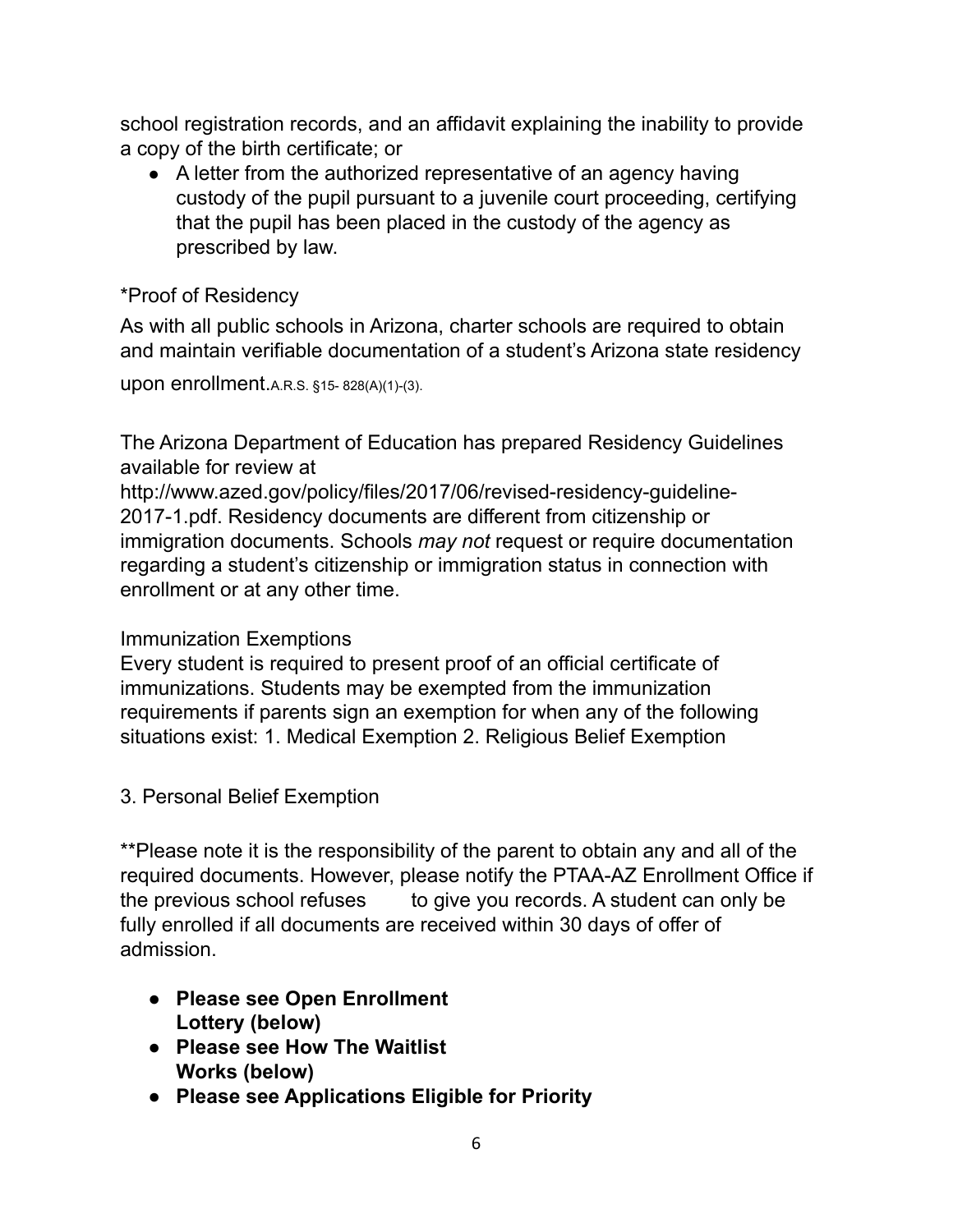school registration records, and an affidavit explaining the inability to provide a copy of the birth certificate; or

- A letter from the authorized representative of an agency having custody of the pupil pursuant to a juvenile court proceeding, certifying that the pupil has been placed in the custody of the agency as prescribed by law.

*Proof of Residency

As with all public schools in Arizona, charter schools are required to obtain and maintain verifiable documentation of a student's Arizona state residency upon enrollment.A.R.S. §15- 828(A)(1)-(3).

The Arizona Department of Education has prepared Residency Guidelines available for review at http://www.azed.gov/policy/files/2017/06/revised-residency-guideline-2017-1.pdf. Residency documents are different from citizenship or immigration documents. Schools *may not* request or require documentation regarding a student's citizenship or immigration status in connection with enrollment or at any other time.

Immunization Exemptions

Every student is required to present proof of an official certificate of immunizations. Students may be exempted from the immunization requirements if parents sign an exemption for when any of the following situations exist: 1. Medical Exemption 2. Religious Belief Exemption

3. Personal Belief Exemption

**Please note it is the responsibility of the parent to obtain any and all of the required documents. However, please notify the PTAA-AZ Enrollment Office if the previous school refuses to give you records. A student can only be fully enrolled if all documents are received within 30 days of offer of admission.

- **Please see Open Enrollment Lottery (below)**
- **Please see How The Waitlist Works (below)**
- **Please see Applications Eligible for Priority**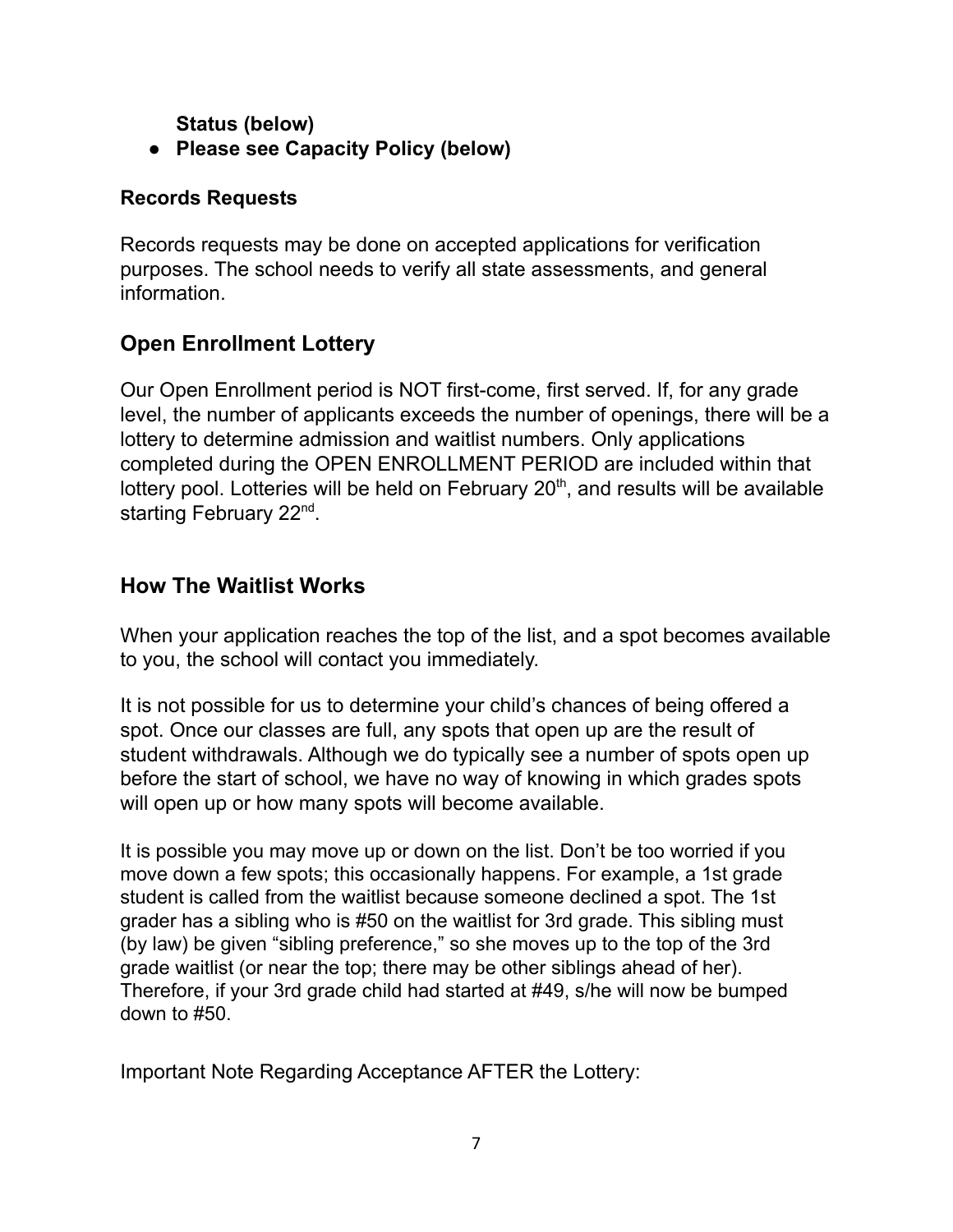**Status (below)**

- **Please see Capacity Policy (below)**

**Records Requests**

Records requests may be done on accepted applications for verification purposes. The school needs to verify all state assessments, and general information.

## Open Enrollment Lottery

Our Open Enrollment period is NOT first-come, first served. If, for any grade level, the number of applicants exceeds the number of openings, there will be a lottery to determine admission and waitlist numbers. Only applications completed during the OPEN ENROLLMENT PERIOD are included within that lottery pool. Lotteries will be held on February 20th, and results will be available starting February 22nd.

## How The Waitlist Works

When your application reaches the top of the list, and a spot becomes available to you, the school will contact you immediately.

It is not possible for us to determine your child's chances of being offered a spot. Once our classes are full, any spots that open up are the result of student withdrawals. Although we do typically see a number of spots open up before the start of school, we have no way of knowing in which grades spots will open up or how many spots will become available.

It is possible you may move up or down on the list. Don't be too worried if you move down a few spots; this occasionally happens. For example, a 1st grade student is called from the waitlist because someone declined a spot. The 1st grader has a sibling who is #50 on the waitlist for 3rd grade. This sibling must (by law) be given "sibling preference," so she moves up to the top of the 3rd grade waitlist (or near the top; there may be other siblings ahead of her). Therefore, if your 3rd grade child had started at #49, s/he will now be bumped down to #50.

Important Note Regarding Acceptance AFTER the Lottery: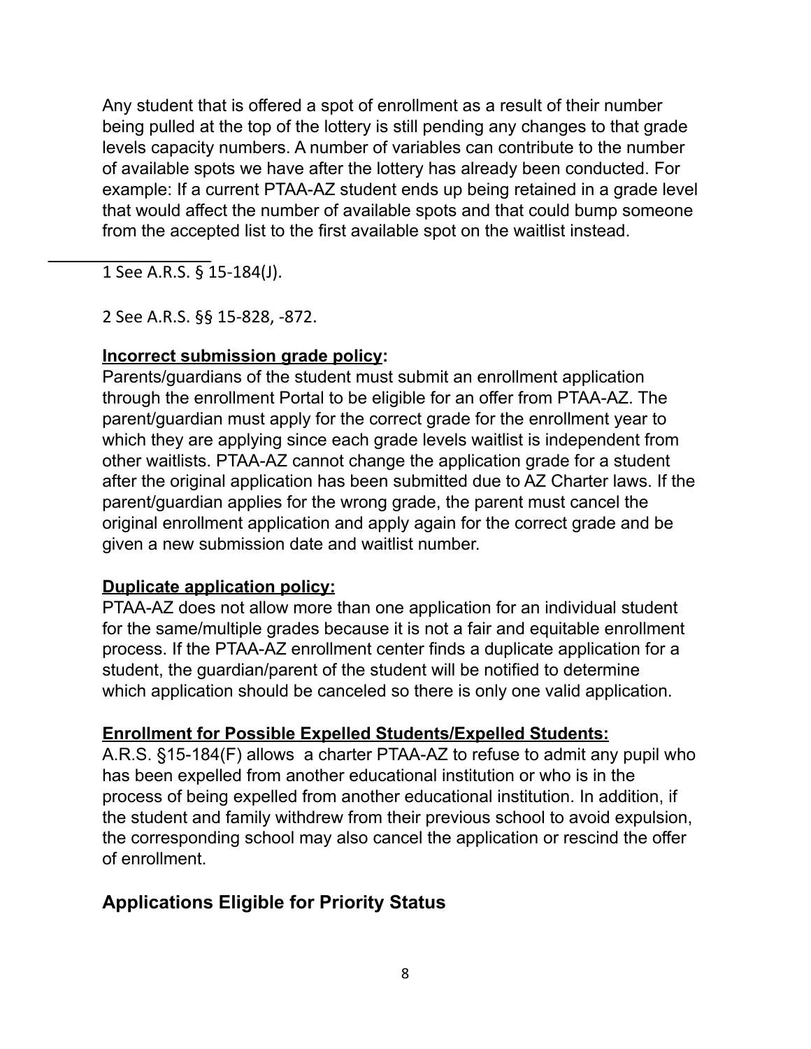Any student that is offered a spot of enrollment as a result of their number being pulled at the top of the lottery is still pending any changes to that grade levels capacity numbers. A number of variables can contribute to the number of available spots we have after the lottery has already been conducted. For example: If a current PTAA-AZ student ends up being retained in a grade level that would affect the number of available spots and that could bump someone from the accepted list to the first available spot on the waitlist instead.

---

1 See A.R.S. § 15-184(J).

2 See A.R.S. §§ 15-828, -872.

**Incorrect submission grade policy:**
Parents/guardians of the student must submit an enrollment application through the enrollment Portal to be eligible for an offer from PTAA-AZ. The parent/guardian must apply for the correct grade for the enrollment year to which they are applying since each grade levels waitlist is independent from other waitlists. PTAA-AZ cannot change the application grade for a student after the original application has been submitted due to AZ Charter laws. If the parent/guardian applies for the wrong grade, the parent must cancel the original enrollment application and apply again for the correct grade and be given a new submission date and waitlist number.

**Duplicate application policy:**
PTAA-AZ does not allow more than one application for an individual student for the same/multiple grades because it is not a fair and equitable enrollment process. If the PTAA-AZ enrollment center finds a duplicate application for a student, the guardian/parent of the student will be notified to determine which application should be canceled so there is only one valid application.

**Enrollment for Possible Expelled Students/Expelled Students:**
A.R.S. §15-184(F) allows a charter PTAA-AZ to refuse to admit any pupil who has been expelled from another educational institution or who is in the process of being expelled from another educational institution. In addition, if the student and family withdrew from their previous school to avoid expulsion, the corresponding school may also cancel the application or rescind the offer of enrollment.

## Applications Eligible for Priority Status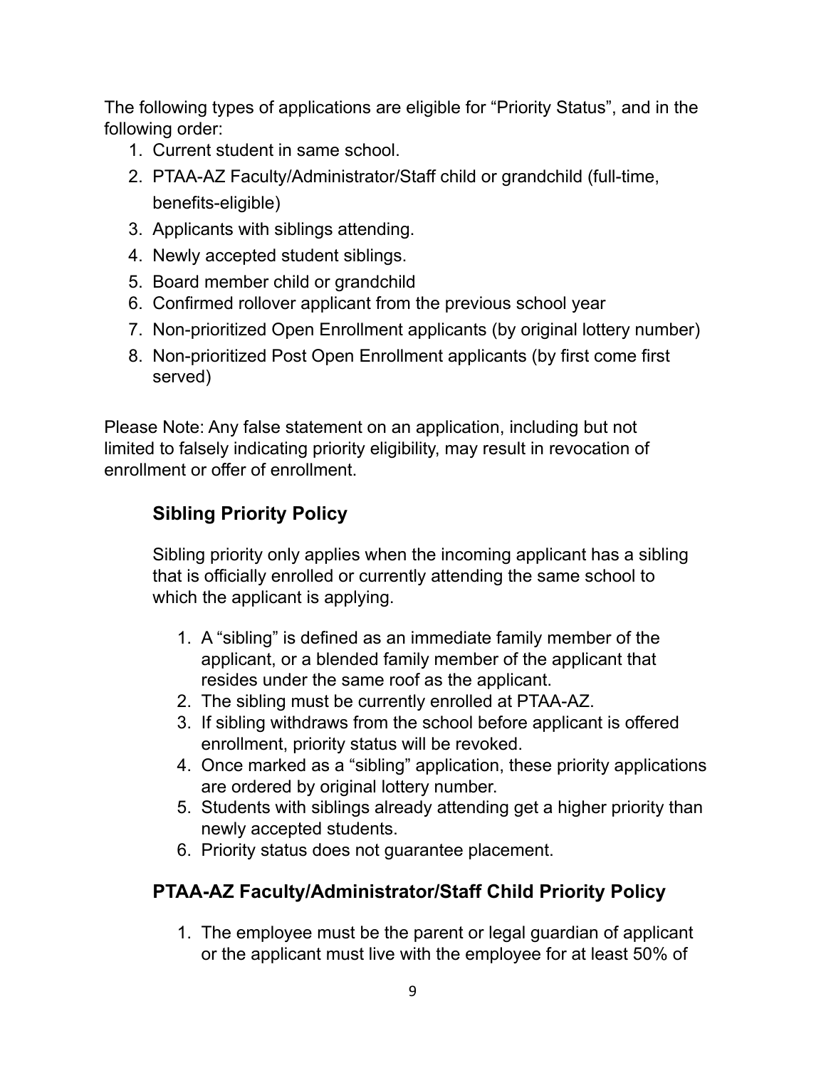The following types of applications are eligible for "Priority Status", and in the following order:

1. Current student in same school.
2. PTAA-AZ Faculty/Administrator/Staff child or grandchild (full-time, benefits-eligible)
3. Applicants with siblings attending.
4. Newly accepted student siblings.
5. Board member child or grandchild
6. Confirmed rollover applicant from the previous school year
7. Non-prioritized Open Enrollment applicants (by original lottery number)
8. Non-prioritized Post Open Enrollment applicants (by first come first served)

Please Note: Any false statement on an application, including but not limited to falsely indicating priority eligibility, may result in revocation of enrollment or offer of enrollment.

## Sibling Priority Policy

Sibling priority only applies when the incoming applicant has a sibling that is officially enrolled or currently attending the same school to which the applicant is applying.

1. A "sibling" is defined as an immediate family member of the applicant, or a blended family member of the applicant that resides under the same roof as the applicant.
2. The sibling must be currently enrolled at PTAA-AZ.
3. If sibling withdraws from the school before applicant is offered enrollment, priority status will be revoked.
4. Once marked as a "sibling" application, these priority applications are ordered by original lottery number.
5. Students with siblings already attending get a higher priority than newly accepted students.
6. Priority status does not guarantee placement.

## PTAA-AZ Faculty/Administrator/Staff Child Priority Policy

1. The employee must be the parent or legal guardian of applicant or the applicant must live with the employee for at least 50% of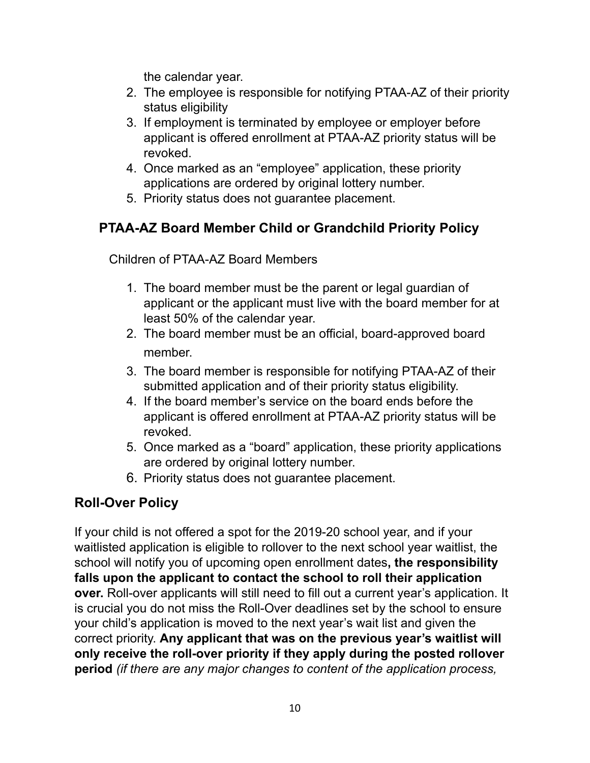the calendar year.

2. The employee is responsible for notifying PTAA-AZ of their priority status eligibility
3. If employment is terminated by employee or employer before applicant is offered enrollment at PTAA-AZ priority status will be revoked.
4. Once marked as an "employee" application, these priority applications are ordered by original lottery number.
5. Priority status does not guarantee placement.

## PTAA-AZ Board Member Child or Grandchild Priority Policy

Children of PTAA-AZ Board Members

1. The board member must be the parent or legal guardian of applicant or the applicant must live with the board member for at least 50% of the calendar year.
2. The board member must be an official, board-approved board member.
3. The board member is responsible for notifying PTAA-AZ of their submitted application and of their priority status eligibility.
4. If the board member's service on the board ends before the applicant is offered enrollment at PTAA-AZ priority status will be revoked.
5. Once marked as a "board" application, these priority applications are ordered by original lottery number.
6. Priority status does not guarantee placement.

## Roll-Over Policy

If your child is not offered a spot for the 2019-20 school year, and if your waitlisted application is eligible to rollover to the next school year waitlist, the school will notify you of upcoming open enrollment dates**, the responsibility falls upon the applicant to contact the school to roll their application over.** Roll-over applicants will still need to fill out a current year's application. It is crucial you do not miss the Roll-Over deadlines set by the school to ensure your child's application is moved to the next year's wait list and given the correct priority. **Any applicant that was on the previous year's waitlist will only receive the roll-over priority if they apply during the posted rollover period** *(if there are any major changes to content of the application process,*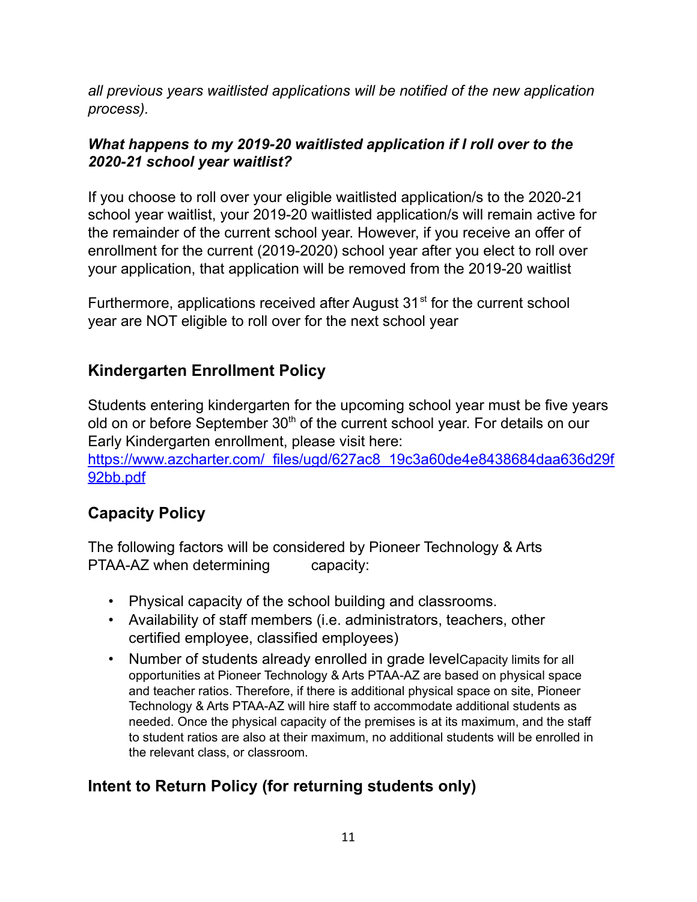*all previous years waitlisted applications will be notified of the new application process).*

***What happens to my 2019-20 waitlisted application if I roll over to the 2020-21 school year waitlist?***

If you choose to roll over your eligible waitlisted application/s to the 2020-21 school year waitlist, your 2019-20 waitlisted application/s will remain active for the remainder of the current school year. However, if you receive an offer of enrollment for the current (2019-2020) school year after you elect to roll over your application, that application will be removed from the 2019-20 waitlist

Furthermore, applications received after August 31st for the current school year are NOT eligible to roll over for the next school year

## Kindergarten Enrollment Policy

Students entering kindergarten for the upcoming school year must be five years old on or before September 30th of the current school year. For details on our Early Kindergarten enrollment, please visit here: [https://www.azcharter.com/_files/ugd/627ac8_19c3a60de4e8438684daa636d29f92bb.pdf](https://www.azcharter.com/_files/ugd/627ac8_19c3a60de4e8438684daa636d29f92bb.pdf)

## Capacity Policy

The following factors will be considered by Pioneer Technology & Arts PTAA-AZ when determining capacity:

- Physical capacity of the school building and classrooms.
- Availability of staff members (i.e. administrators, teachers, other certified employee, classified employees)
- Number of students already enrolled in grade level Capacity limits for all opportunities at Pioneer Technology & Arts PTAA-AZ are based on physical space and teacher ratios. Therefore, if there is additional physical space on site, Pioneer Technology & Arts PTAA-AZ will hire staff to accommodate additional students as needed. Once the physical capacity of the premises is at its maximum, and the staff to student ratios are also at their maximum, no additional students will be enrolled in the relevant class, or classroom.

## Intent to Return Policy (for returning students only)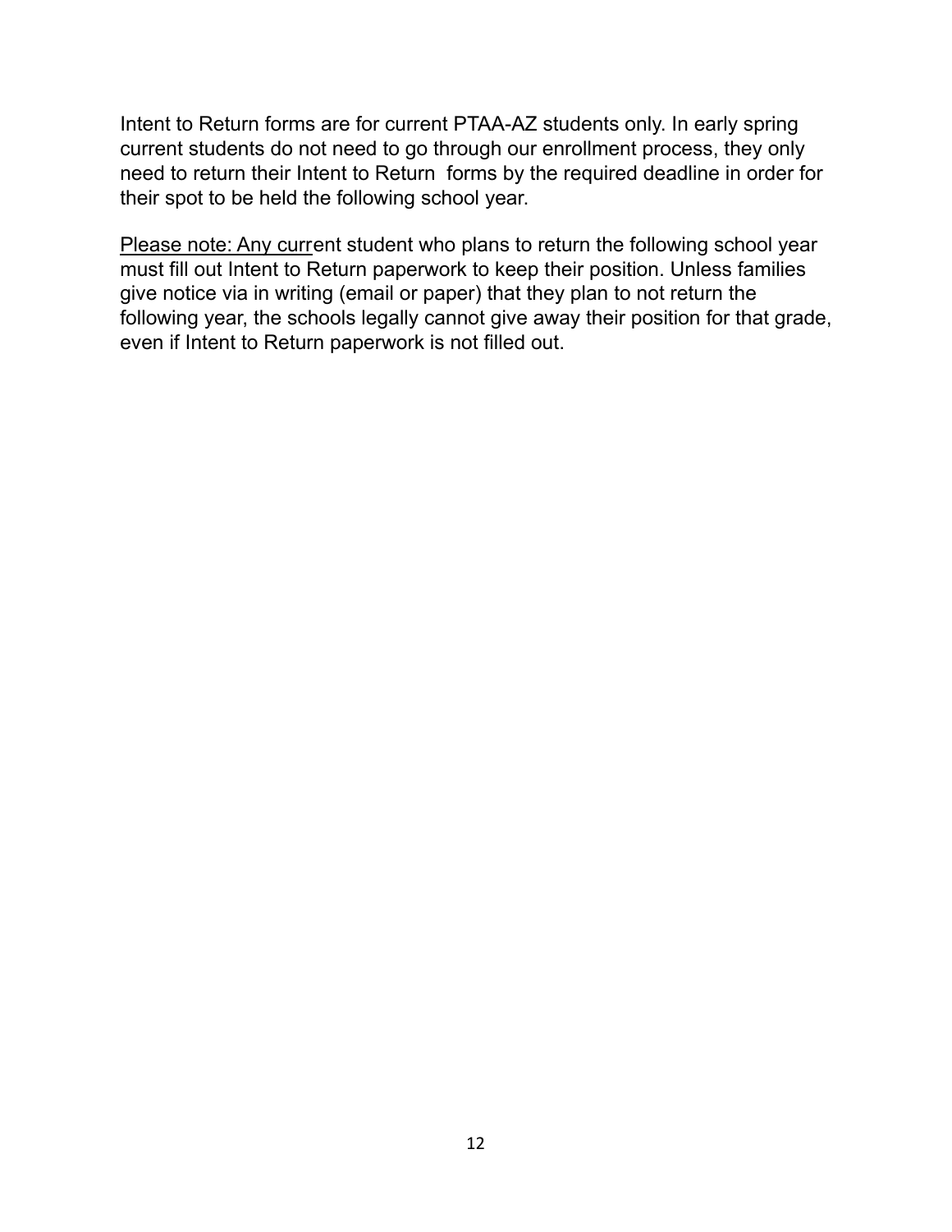Intent to Return forms are for current PTAA-AZ students only. In early spring current students do not need to go through our enrollment process, they only need to return their Intent to Return  forms by the required deadline in order for their spot to be held the following school year.

<u>Please note: Any curr</u>ent student who plans to return the following school year must fill out Intent to Return paperwork to keep their position. Unless families give notice via in writing (email or paper) that they plan to not return the following year, the schools legally cannot give away their position for that grade, even if Intent to Return paperwork is not filled out.